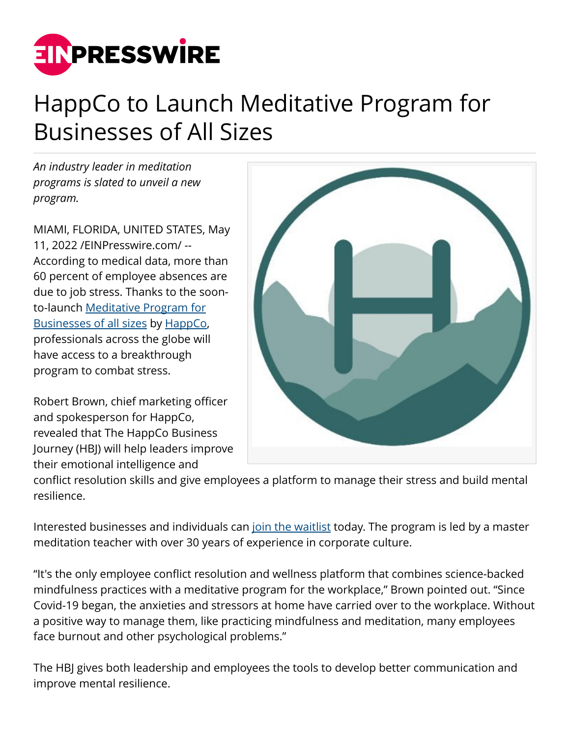# HappCo to Launch Meditative Program for Businesses of All Sizes

*An industry leader in meditation programs is slated to unveil a new program.*

MIAMI, FLORIDA, UNITED STATES, May 11, 2022 /EINPresswire.com/ -- According to medical data, more than 60 percent of employee absences are due to job stress. Thanks to the soon-to-launch [Meditative Program for Businesses of all sizes]() by [HappCo](), professionals across the globe will have access to a breakthrough program to combat stress.

Robert Brown, chief marketing officer and spokesperson for HappCo, revealed that The HappCo Business Journey (HBJ) will help leaders improve their emotional intelligence and conflict resolution skills and give employees a platform to manage their stress and build mental resilience.

Interested businesses and individuals can [join the waitlist]() today. The program is led by a master meditation teacher with over 30 years of experience in corporate culture.

“It's the only employee conflict resolution and wellness platform that combines science-backed mindfulness practices with a meditative program for the workplace,” Brown pointed out. “Since Covid-19 began, the anxieties and stressors at home have carried over to the workplace. Without a positive way to manage them, like practicing mindfulness and meditation, many employees face burnout and other psychological problems.”

The HBJ gives both leadership and employees the tools to develop better communication and improve mental resilience.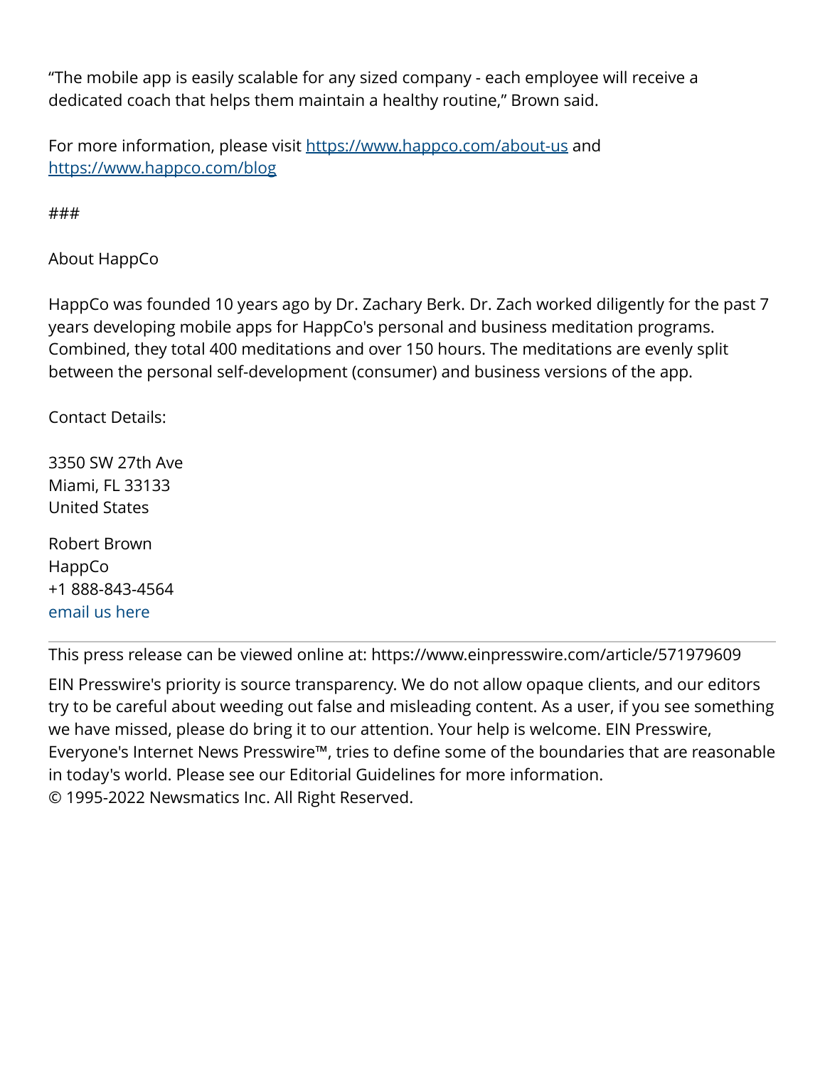"The mobile app is easily scalable for any sized company - each employee will receive a dedicated coach that helps them maintain a healthy routine," Brown said.

For more information, please visit https://www.happco.com/about-us and https://www.happco.com/blog

###

About HappCo

HappCo was founded 10 years ago by Dr. Zachary Berk. Dr. Zach worked diligently for the past 7 years developing mobile apps for HappCo's personal and business meditation programs. Combined, they total 400 meditations and over 150 hours. The meditations are evenly split between the personal self-development (consumer) and business versions of the app.

Contact Details:

3350 SW 27th Ave
Miami, FL 33133
United States

Robert Brown
HappCo
+1 888-843-4564
email us here

---

This press release can be viewed online at: https://www.einpresswire.com/article/571979609

EIN Presswire's priority is source transparency. We do not allow opaque clients, and our editors try to be careful about weeding out false and misleading content. As a user, if you see something we have missed, please do bring it to our attention. Your help is welcome. EIN Presswire, Everyone's Internet News Presswire™, tries to define some of the boundaries that are reasonable in today's world. Please see our Editorial Guidelines for more information.
© 1995-2022 Newsmatics Inc. All Right Reserved.